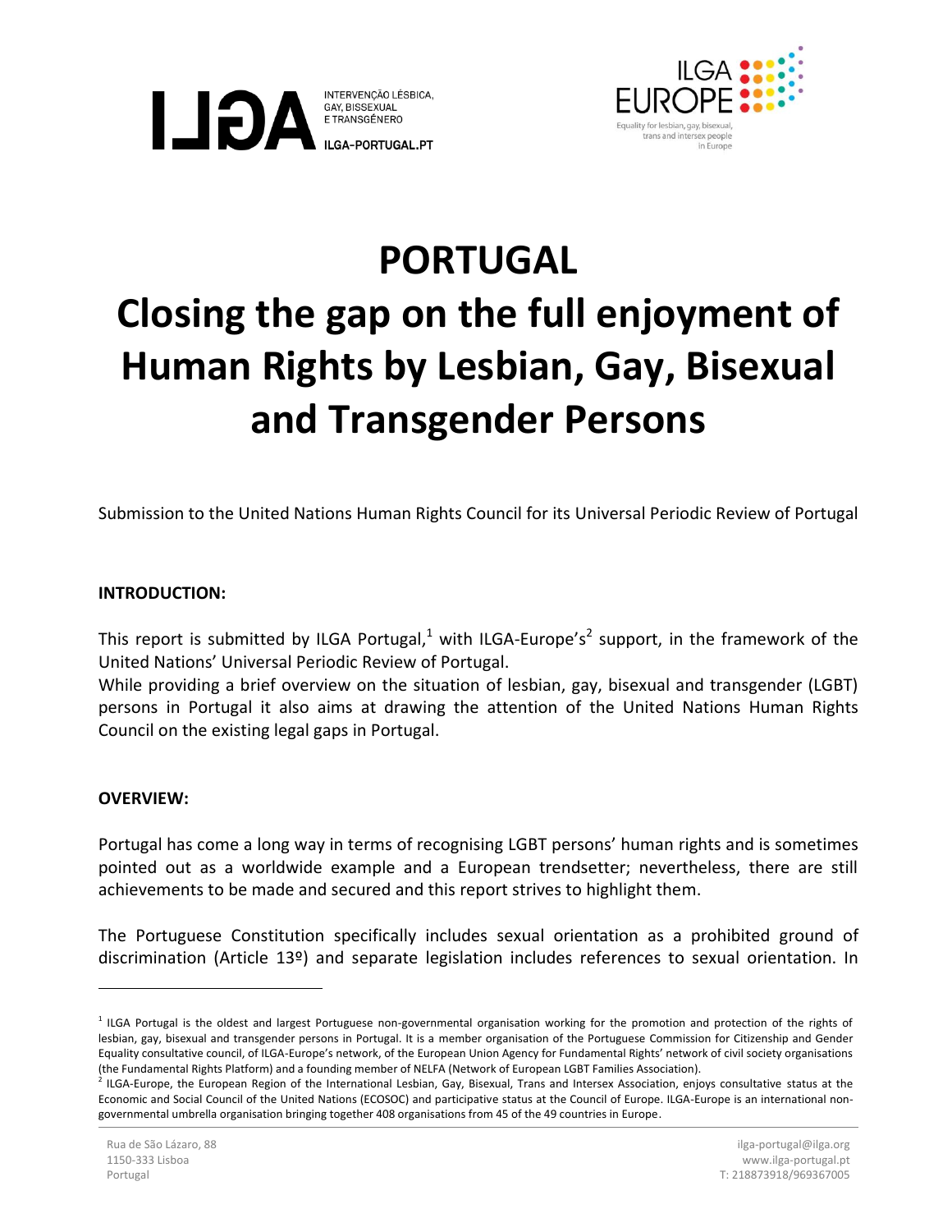# PORTUGAL

# Closing the gap on the full enjoyment of Human Rights by Lesbian, Gay, Bisexual and Transgender Persons

Submission to the United Nations Human Rights Council for its Universal Periodic Review of Portugal

**INTRODUCTION:**

This report is submitted by ILGA Portugal,[1] with ILGA-Europe's[2] support, in the framework of the United Nations' Universal Periodic Review of Portugal.
While providing a brief overview on the situation of lesbian, gay, bisexual and transgender (LGBT) persons in Portugal it also aims at drawing the attention of the United Nations Human Rights Council on the existing legal gaps in Portugal.

**OVERVIEW:**

Portugal has come a long way in terms of recognising LGBT persons' human rights and is sometimes pointed out as a worldwide example and a European trendsetter; nevertheless, there are still achievements to be made and secured and this report strives to highlight them.

The Portuguese Constitution specifically includes sexual orientation as a prohibited ground of discrimination (Article 13º) and separate legislation includes references to sexual orientation. In

---

[1] ILGA Portugal is the oldest and largest Portuguese non-governmental organisation working for the promotion and protection of the rights of lesbian, gay, bisexual and transgender persons in Portugal. It is a member organisation of the Portuguese Commission for Citizenship and Gender Equality consultative council, of ILGA-Europe's network, of the European Union Agency for Fundamental Rights' network of civil society organisations (the Fundamental Rights Platform) and a founding member of NELFA (Network of European LGBT Families Association).

[2] ILGA-Europe, the European Region of the International Lesbian, Gay, Bisexual, Trans and Intersex Association, enjoys consultative status at the Economic and Social Council of the United Nations (ECOSOC) and participative status at the Council of Europe. ILGA-Europe is an international non-governmental umbrella organisation bringing together 408 organisations from 45 of the 49 countries in Europe.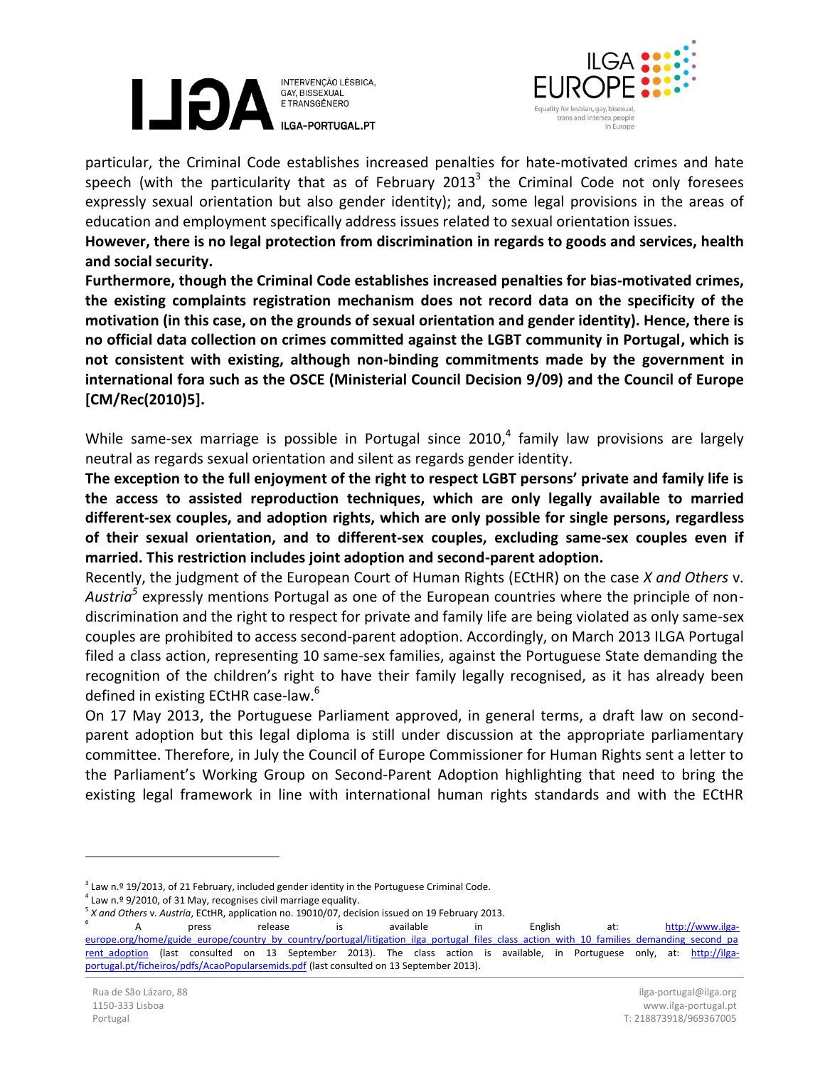particular, the Criminal Code establishes increased penalties for hate-motivated crimes and hate speech (with the particularity that as of February 2013[3] the Criminal Code not only foresees expressly sexual orientation but also gender identity); and, some legal provisions in the areas of education and employment specifically address issues related to sexual orientation issues.

**However, there is no legal protection from discrimination in regards to goods and services, health and social security.**

**Furthermore, though the Criminal Code establishes increased penalties for bias-motivated crimes, the existing complaints registration mechanism does not record data on the specificity of the motivation (in this case, on the grounds of sexual orientation and gender identity). Hence, there is no official data collection on crimes committed against the LGBT community in Portugal, which is not consistent with existing, although non-binding commitments made by the government in international fora such as the OSCE (Ministerial Council Decision 9/09) and the Council of Europe [CM/Rec(2010)5].**

While same-sex marriage is possible in Portugal since 2010,[4] family law provisions are largely neutral as regards sexual orientation and silent as regards gender identity.

**The exception to the full enjoyment of the right to respect LGBT persons' private and family life is the access to assisted reproduction techniques, which are only legally available to married different-sex couples, and adoption rights, which are only possible for single persons, regardless of their sexual orientation, and to different-sex couples, excluding same-sex couples even if married. This restriction includes joint adoption and second-parent adoption.**

Recently, the judgment of the European Court of Human Rights (ECtHR) on the case *X and Others* v. *Austria*[5] expressly mentions Portugal as one of the European countries where the principle of non-discrimination and the right to respect for private and family life are being violated as only same-sex couples are prohibited to access second-parent adoption. Accordingly, on March 2013 ILGA Portugal filed a class action, representing 10 same-sex families, against the Portuguese State demanding the recognition of the children's right to have their family legally recognised, as it has already been defined in existing ECtHR case-law.[6]

On 17 May 2013, the Portuguese Parliament approved, in general terms, a draft law on second-parent adoption but this legal diploma is still under discussion at the appropriate parliamentary committee. Therefore, in July the Council of Europe Commissioner for Human Rights sent a letter to the Parliament's Working Group on Second-Parent Adoption highlighting that need to bring the existing legal framework in line with international human rights standards and with the ECtHR

---

[3] Law n.º 19/2013, of 21 February, included gender identity in the Portuguese Criminal Code.

[4] Law n.º 9/2010, of 31 May, recognises civil marriage equality.

[5] *X and Others* v. *Austria*, ECtHR, application no. 19010/07, decision issued on 19 February 2013.

[6] A press release is available in English at: http://www.ilga-europe.org/home/guide_europe/country_by_country/portugal/litigation_ilga_portugal_files_class_action_with_10_families_demanding_second_parent_adoption (last consulted on 13 September 2013). The class action is available, in Portuguese only, at: http://ilga-portugal.pt/ficheiros/pdfs/AcaoPopularsemids.pdf (last consulted on 13 September 2013).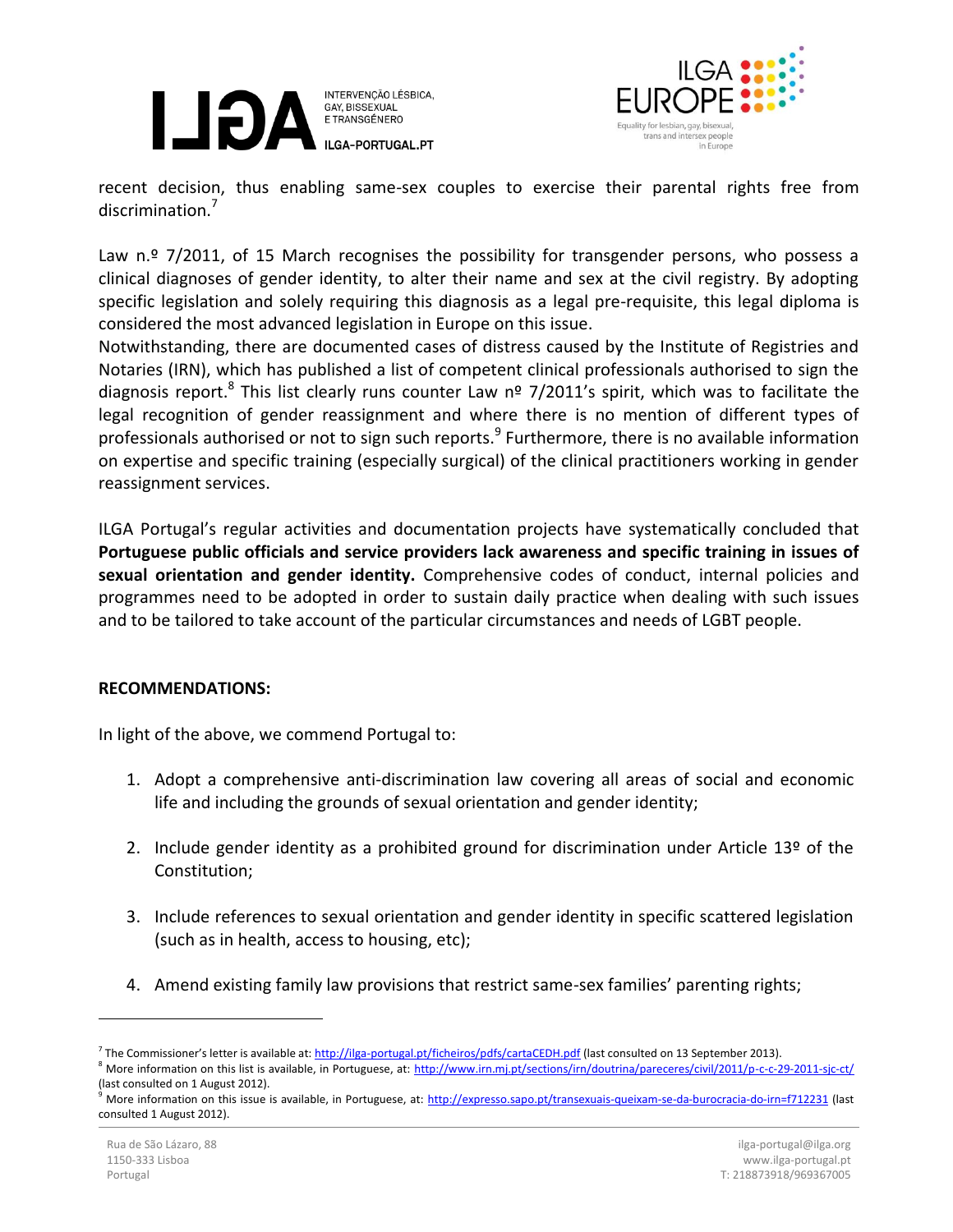recent decision, thus enabling same-sex couples to exercise their parental rights free from discrimination.[7]

Law n.º 7/2011, of 15 March recognises the possibility for transgender persons, who possess a clinical diagnoses of gender identity, to alter their name and sex at the civil registry. By adopting specific legislation and solely requiring this diagnosis as a legal pre-requisite, this legal diploma is considered the most advanced legislation in Europe on this issue.

Notwithstanding, there are documented cases of distress caused by the Institute of Registries and Notaries (IRN), which has published a list of competent clinical professionals authorised to sign the diagnosis report.[8] This list clearly runs counter Law nº 7/2011's spirit, which was to facilitate the legal recognition of gender reassignment and where there is no mention of different types of professionals authorised or not to sign such reports.[9] Furthermore, there is no available information on expertise and specific training (especially surgical) of the clinical practitioners working in gender reassignment services.

ILGA Portugal's regular activities and documentation projects have systematically concluded that **Portuguese public officials and service providers lack awareness and specific training in issues of sexual orientation and gender identity.** Comprehensive codes of conduct, internal policies and programmes need to be adopted in order to sustain daily practice when dealing with such issues and to be tailored to take account of the particular circumstances and needs of LGBT people.

**RECOMMENDATIONS:**

In light of the above, we commend Portugal to:

1. Adopt a comprehensive anti-discrimination law covering all areas of social and economic life and including the grounds of sexual orientation and gender identity;

2. Include gender identity as a prohibited ground for discrimination under Article 13º of the Constitution;

3. Include references to sexual orientation and gender identity in specific scattered legislation (such as in health, access to housing, etc);

4. Amend existing family law provisions that restrict same-sex families' parenting rights;

---

[7] The Commissioner's letter is available at: http://ilga-portugal.pt/ficheiros/pdfs/cartaCEDH.pdf (last consulted on 13 September 2013).

[8] More information on this list is available, in Portuguese, at: http://www.irn.mj.pt/sections/irn/doutrina/pareceres/civil/2011/p-c-c-29-2011-sjc-ct/ (last consulted on 1 August 2012).

[9] More information on this issue is available, in Portuguese, at: http://expresso.sapo.pt/transexuais-queixam-se-da-burocracia-do-irn=f712231 (last consulted 1 August 2012).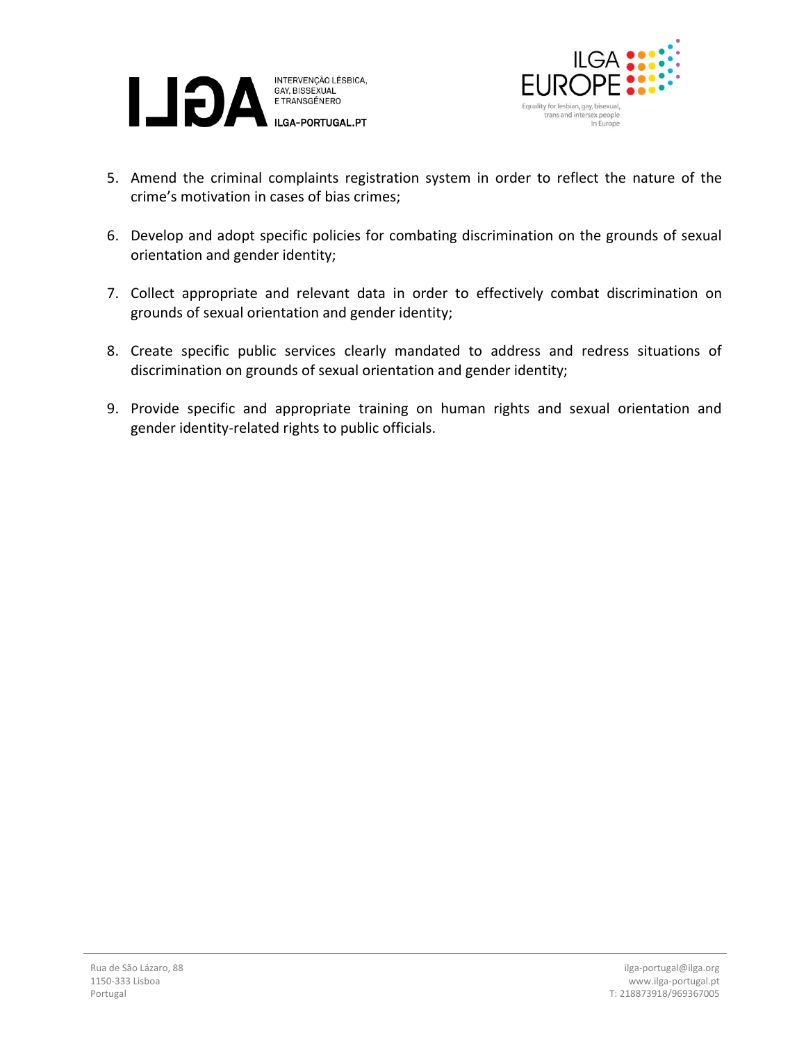5. Amend the criminal complaints registration system in order to reflect the nature of the crime's motivation in cases of bias crimes;

6. Develop and adopt specific policies for combating discrimination on the grounds of sexual orientation and gender identity;

7. Collect appropriate and relevant data in order to effectively combat discrimination on grounds of sexual orientation and gender identity;

8. Create specific public services clearly mandated to address and redress situations of discrimination on grounds of sexual orientation and gender identity;

9. Provide specific and appropriate training on human rights and sexual orientation and gender identity-related rights to public officials.